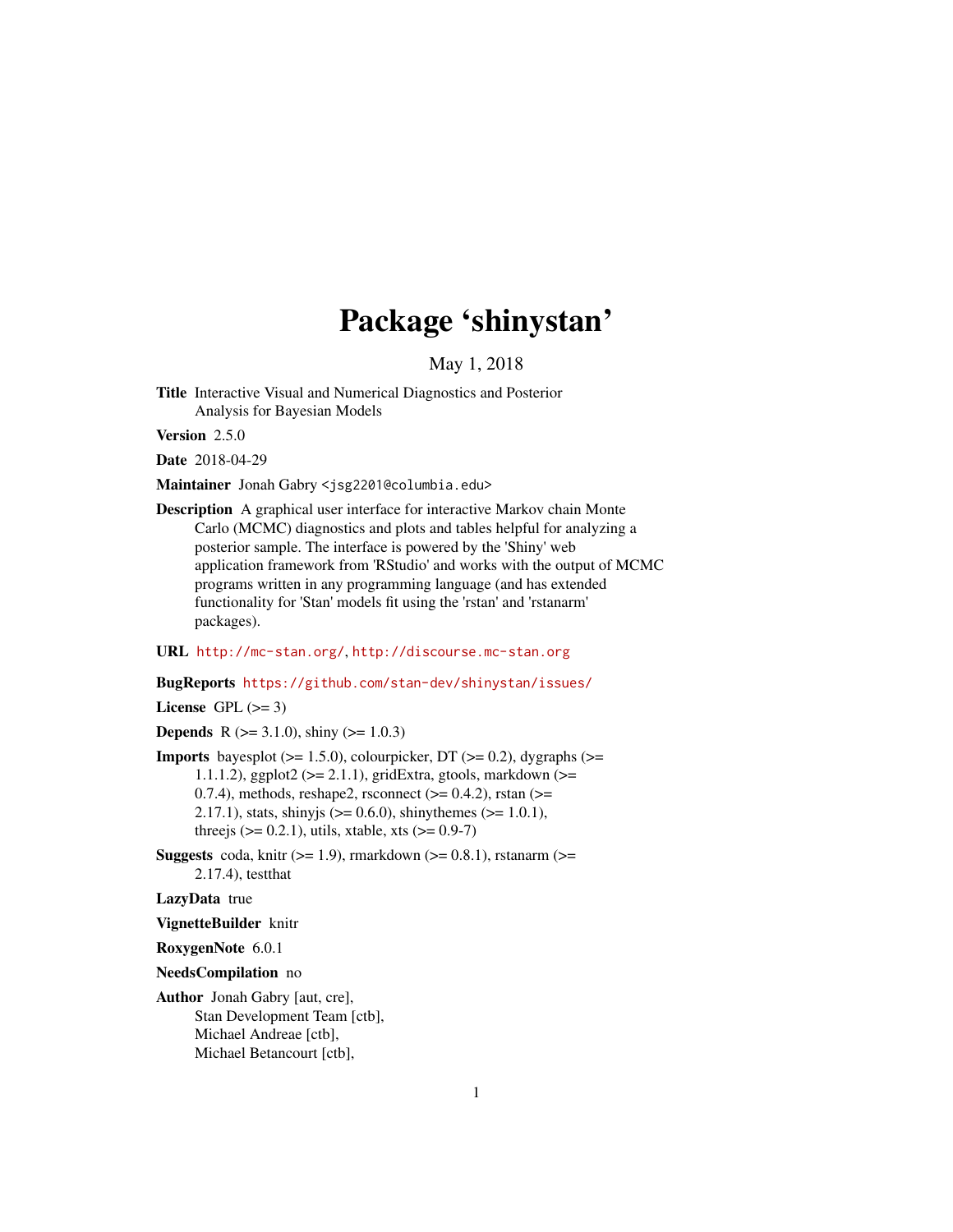# Package 'shinystan'

May 1, 2018

**Title** Interactive Visual and Numerical Diagnostics and Posterior Analysis for Bayesian Models

**Version** 2.5.0

**Date** 2018-04-29

**Maintainer** Jonah Gabry <jsg2201@columbia.edu>

**Description** A graphical user interface for interactive Markov chain Monte Carlo (MCMC) diagnostics and plots and tables helpful for analyzing a posterior sample. The interface is powered by the 'Shiny' web application framework from 'RStudio' and works with the output of MCMC programs written in any programming language (and has extended functionality for 'Stan' models fit using the 'rstan' and 'rstanarm' packages).

**URL** http://mc-stan.org/, http://discourse.mc-stan.org

**BugReports** https://github.com/stan-dev/shinystan/issues/

**License** GPL (>= 3)

**Depends** R (>= 3.1.0), shiny (>= 1.0.3)

**Imports** bayesplot (>= 1.5.0), colourpicker, DT (>= 0.2), dygraphs (>= 1.1.1.2), ggplot2 (>= 2.1.1), gridExtra, gtools, markdown (>= 0.7.4), methods, reshape2, rsconnect (>= 0.4.2), rstan (>= 2.17.1), stats, shinyjs (>= 0.6.0), shinythemes (>= 1.0.1), threejs (>= 0.2.1), utils, xtable, xts (>= 0.9-7)

**Suggests** coda, knitr (>= 1.9), rmarkdown (>= 0.8.1), rstanarm (>= 2.17.4), testthat

**LazyData** true

**VignetteBuilder** knitr

**RoxygenNote** 6.0.1

**NeedsCompilation** no

**Author** Jonah Gabry [aut, cre],
Stan Development Team [ctb],
Michael Andreae [ctb],
Michael Betancourt [ctb],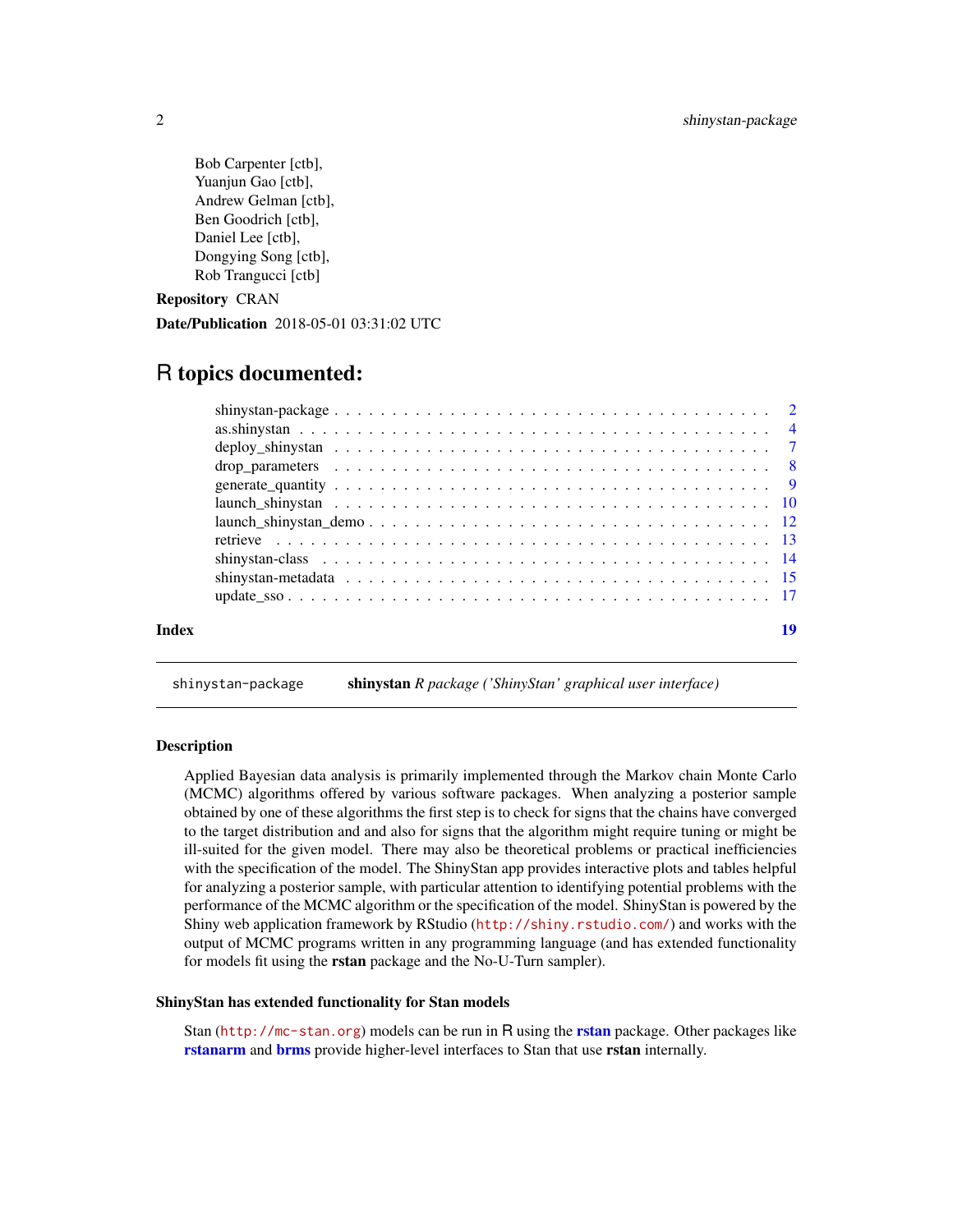Bob Carpenter [ctb],
Yuanjun Gao [ctb],
Andrew Gelman [ctb],
Ben Goodrich [ctb],
Daniel Lee [ctb],
Dongying Song [ctb],
Rob Trangucci [ctb]

**Repository** CRAN

**Date/Publication** 2018-05-01 03:31:02 UTC

# R topics documented:

- shinystan-package . . . . . . . . . . . . . . . . . . . . . . . . . . . . . . . . . . . . 2
- as.shinystan . . . . . . . . . . . . . . . . . . . . . . . . . . . . . . . . . . . . . . . 4
- deploy_shinystan . . . . . . . . . . . . . . . . . . . . . . . . . . . . . . . . . . . . 7
- drop_parameters . . . . . . . . . . . . . . . . . . . . . . . . . . . . . . . . . . . . . 8
- generate_quantity . . . . . . . . . . . . . . . . . . . . . . . . . . . . . . . . . . . . 9
- launch_shinystan . . . . . . . . . . . . . . . . . . . . . . . . . . . . . . . . . . . . 10
- launch_shinystan_demo . . . . . . . . . . . . . . . . . . . . . . . . . . . . . . . . . 12
- retrieve . . . . . . . . . . . . . . . . . . . . . . . . . . . . . . . . . . . . . . . . . 13
- shinystan-class . . . . . . . . . . . . . . . . . . . . . . . . . . . . . . . . . . . . . 14
- shinystan-metadata . . . . . . . . . . . . . . . . . . . . . . . . . . . . . . . . . . . 15
- update_sso . . . . . . . . . . . . . . . . . . . . . . . . . . . . . . . . . . . . . . . 17

**Index** **19**

---

`shinystan-package` **shinystan** *R package ('ShinyStan' graphical user interface)*

---

### Description

Applied Bayesian data analysis is primarily implemented through the Markov chain Monte Carlo (MCMC) algorithms offered by various software packages. When analyzing a posterior sample obtained by one of these algorithms the first step is to check for signs that the chains have converged to the target distribution and and also for signs that the algorithm might require tuning or might be ill-suited for the given model. There may also be theoretical problems or practical inefficiencies with the specification of the model. The ShinyStan app provides interactive plots and tables helpful for analyzing a posterior sample, with particular attention to identifying potential problems with the performance of the MCMC algorithm or the specification of the model. ShinyStan is powered by the Shiny web application framework by RStudio (`http://shiny.rstudio.com/`) and works with the output of MCMC programs written in any programming language (and has extended functionality for models fit using the **rstan** package and the No-U-Turn sampler).

### ShinyStan has extended functionality for Stan models

Stan (`http://mc-stan.org`) models can be run in R using the **rstan** package. Other packages like **rstanarm** and **brms** provide higher-level interfaces to Stan that use **rstan** internally.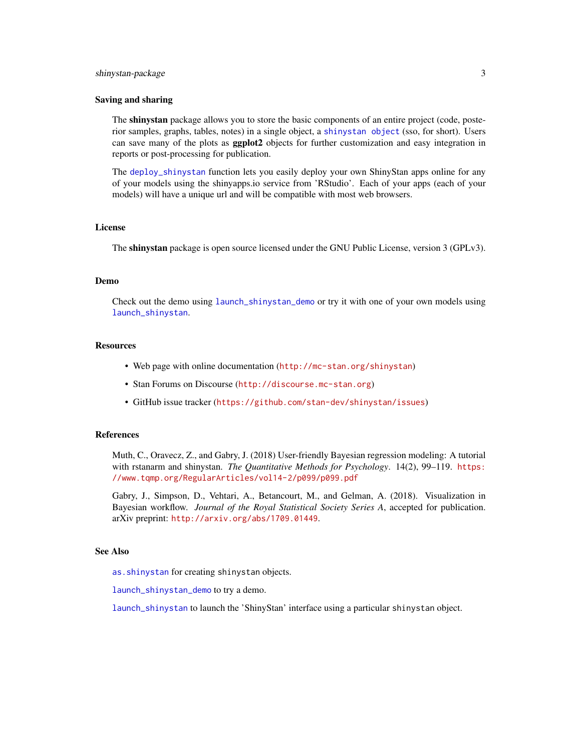### Saving and sharing

The **shinystan** package allows you to store the basic components of an entire project (code, posterior samples, graphs, tables, notes) in a single object, a `shinystan object` (sso, for short). Users can save many of the plots as **ggplot2** objects for further customization and easy integration in reports or post-processing for publication.

The `deploy_shinystan` function lets you easily deploy your own ShinyStan apps online for any of your models using the shinyapps.io service from 'RStudio'. Each of your apps (each of your models) will have a unique url and will be compatible with most web browsers.

### License

The **shinystan** package is open source licensed under the GNU Public License, version 3 (GPLv3).

### Demo

Check out the demo using `launch_shinystan_demo` or try it with one of your own models using `launch_shinystan`.

### Resources

- Web page with online documentation (http://mc-stan.org/shinystan)
- Stan Forums on Discourse (http://discourse.mc-stan.org)
- GitHub issue tracker (https://github.com/stan-dev/shinystan/issues)

### References

Muth, C., Oravecz, Z., and Gabry, J. (2018) User-friendly Bayesian regression modeling: A tutorial with rstanarm and shinystan. *The Quantitative Methods for Psychology*. 14(2), 99–119. https://www.tqmp.org/RegularArticles/vol14-2/p099/p099.pdf

Gabry, J., Simpson, D., Vehtari, A., Betancourt, M., and Gelman, A. (2018). Visualization in Bayesian workflow. *Journal of the Royal Statistical Society Series A*, accepted for publication. arXiv preprint: http://arxiv.org/abs/1709.01449.

### See Also

`as.shinystan` for creating `shinystan` objects.

`launch_shinystan_demo` to try a demo.

`launch_shinystan` to launch the 'ShinyStan' interface using a particular `shinystan` object.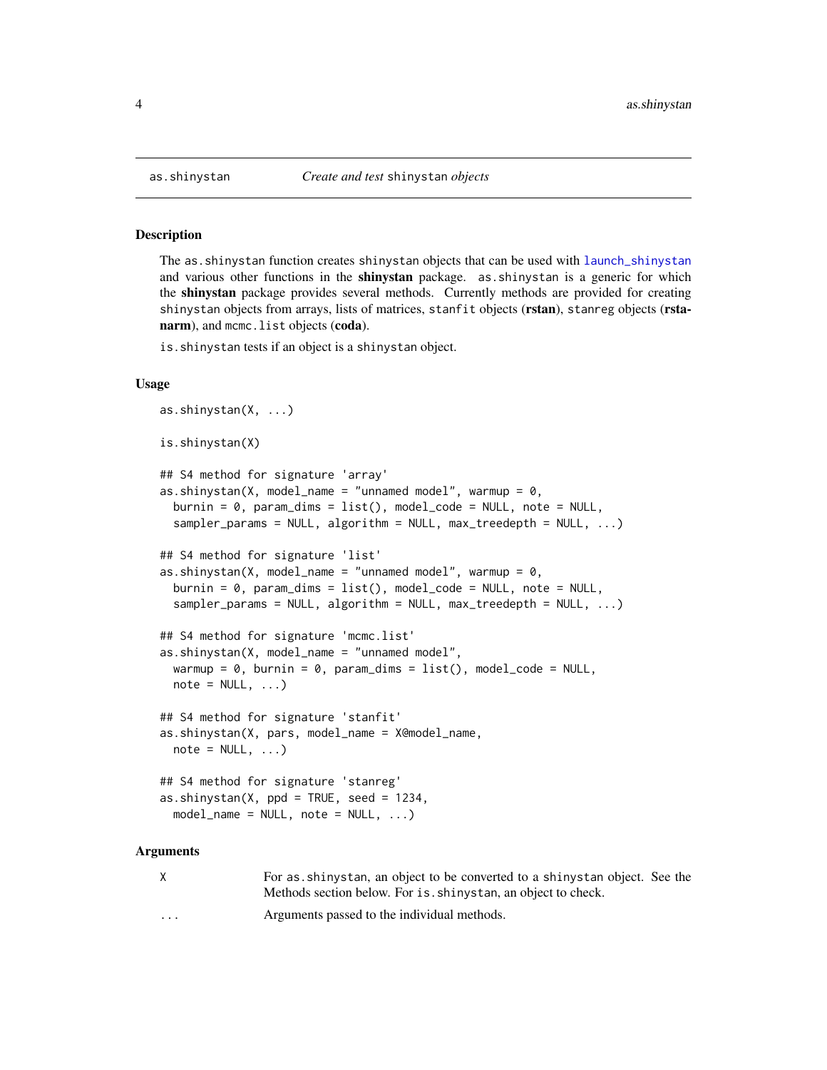`as.shinystan` *Create and test* `shinystan` *objects*

## Description

The `as.shinystan` function creates `shinystan` objects that can be used with `launch_shinystan` and various other functions in the **shinystan** package. `as.shinystan` is a generic for which the **shinystan** package provides several methods. Currently methods are provided for creating `shinystan` objects from arrays, lists of matrices, `stanfit` objects (**rstan**), `stanreg` objects (**rstanarm**), and `mcmc.list` objects (**coda**).

`is.shinystan` tests if an object is a `shinystan` object.

## Usage

```
as.shinystan(X, ...)

is.shinystan(X)

## S4 method for signature 'array'
as.shinystan(X, model_name = "unnamed model", warmup = 0,
  burnin = 0, param_dims = list(), model_code = NULL, note = NULL,
  sampler_params = NULL, algorithm = NULL, max_treedepth = NULL, ...)

## S4 method for signature 'list'
as.shinystan(X, model_name = "unnamed model", warmup = 0,
  burnin = 0, param_dims = list(), model_code = NULL, note = NULL,
  sampler_params = NULL, algorithm = NULL, max_treedepth = NULL, ...)

## S4 method for signature 'mcmc.list'
as.shinystan(X, model_name = "unnamed model",
  warmup = 0, burnin = 0, param_dims = list(), model_code = NULL,
  note = NULL, ...)

## S4 method for signature 'stanfit'
as.shinystan(X, pars, model_name = X@model_name,
  note = NULL, ...)

## S4 method for signature 'stanreg'
as.shinystan(X, ppd = TRUE, seed = 1234,
  model_name = NULL, note = NULL, ...)
```

## Arguments

| | |
|---|---|
| `X` | For `as.shinystan`, an object to be converted to a `shinystan` object. See the Methods section below. For `is.shinystan`, an object to check. |
| `...` | Arguments passed to the individual methods. |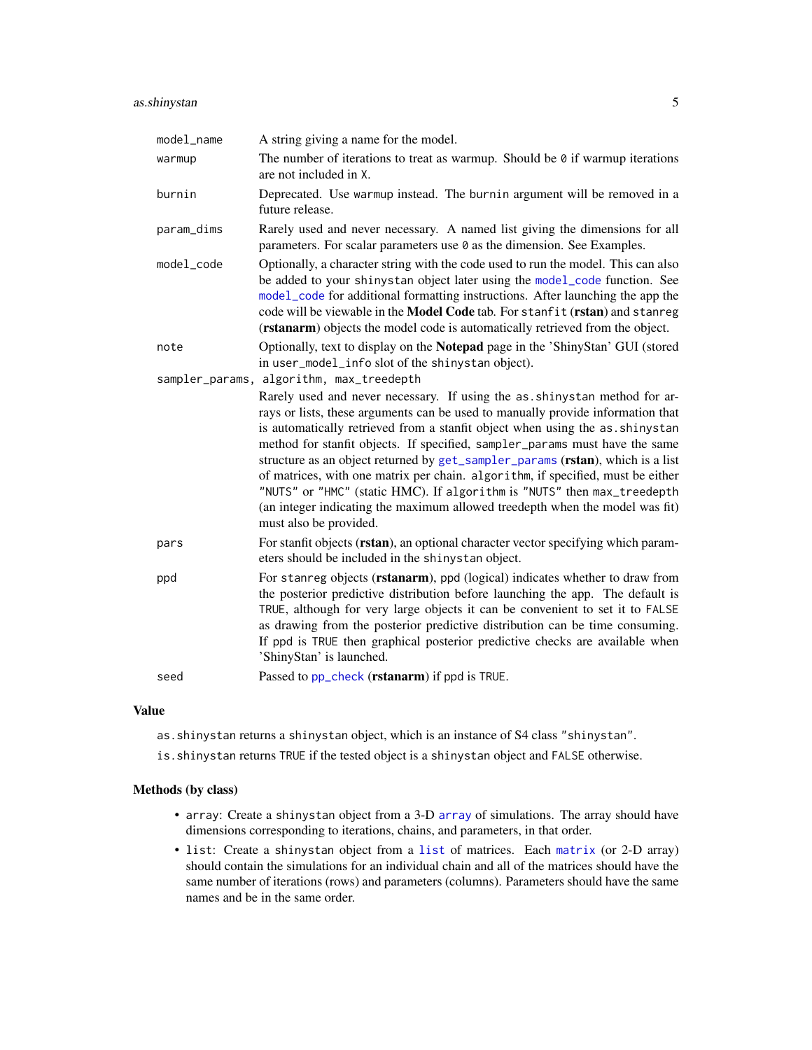`model_name` A string giving a name for the model.

`warmup` The number of iterations to treat as warmup. Should be `0` if warmup iterations are not included in `X`.

`burnin` Deprecated. Use `warmup` instead. The `burnin` argument will be removed in a future release.

`param_dims` Rarely used and never necessary. A named list giving the dimensions for all parameters. For scalar parameters use `0` as the dimension. See Examples.

`model_code` Optionally, a character string with the code used to run the model. This can also be added to your `shinystan` object later using the `model_code` function. See `model_code` for additional formatting instructions. After launching the app the code will be viewable in the **Model Code** tab. For `stanfit` (**rstan**) and `stanreg` (**rstanarm**) objects the model code is automatically retrieved from the object.

`note` Optionally, text to display on the **Notepad** page in the 'ShinyStan' GUI (stored in `user_model_info` slot of the `shinystan` object).

`sampler_params, algorithm, max_treedepth`
Rarely used and never necessary. If using the `as.shinystan` method for arrays or lists, these arguments can be used to manually provide information that is automatically retrieved from a stanfit object when using the `as.shinystan` method for stanfit objects. If specified, `sampler_params` must have the same structure as an object returned by `get_sampler_params` (**rstan**), which is a list of matrices, with one matrix per chain. `algorithm`, if specified, must be either `"NUTS"` or `"HMC"` (static HMC). If `algorithm` is `"NUTS"` then `max_treedepth` (an integer indicating the maximum allowed treedepth when the model was fit) must also be provided.

`pars` For stanfit objects (**rstan**), an optional character vector specifying which parameters should be included in the `shinystan` object.

`ppd` For `stanreg` objects (**rstanarm**), `ppd` (logical) indicates whether to draw from the posterior predictive distribution before launching the app. The default is `TRUE`, although for very large objects it can be convenient to set it to `FALSE` as drawing from the posterior predictive distribution can be time consuming. If `ppd` is `TRUE` then graphical posterior predictive checks are available when 'ShinyStan' is launched.

`seed` Passed to `pp_check` (**rstanarm**) if `ppd` is `TRUE`.

### Value

`as.shinystan` returns a `shinystan` object, which is an instance of S4 class `"shinystan"`.

`is.shinystan` returns `TRUE` if the tested object is a `shinystan` object and `FALSE` otherwise.

### Methods (by class)

- `array`: Create a `shinystan` object from a 3-D `array` of simulations. The array should have dimensions corresponding to iterations, chains, and parameters, in that order.
- `list`: Create a `shinystan` object from a `list` of matrices. Each `matrix` (or 2-D array) should contain the simulations for an individual chain and all of the matrices should have the same number of iterations (rows) and parameters (columns). Parameters should have the same names and be in the same order.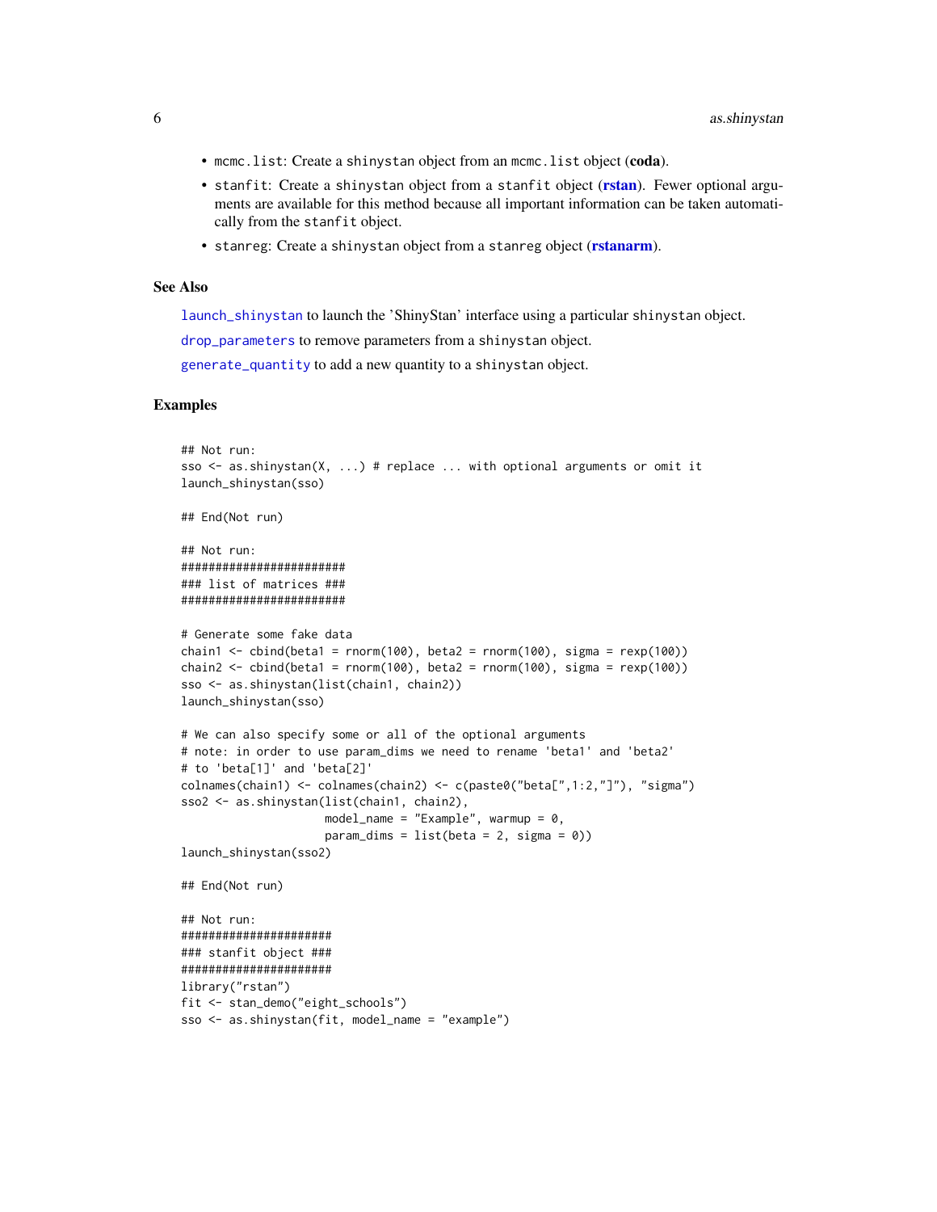- `mcmc.list`: Create a `shinystan` object from an `mcmc.list` object (**coda**).
- `stanfit`: Create a `shinystan` object from a `stanfit` object (**rstan**). Fewer optional arguments are available for this method because all important information can be taken automatically from the `stanfit` object.
- `stanreg`: Create a `shinystan` object from a `stanreg` object (**rstanarm**).

## See Also

`launch_shinystan` to launch the 'ShinyStan' interface using a particular `shinystan` object.

`drop_parameters` to remove parameters from a `shinystan` object.

`generate_quantity` to add a new quantity to a `shinystan` object.

## Examples

```
## Not run:
sso <- as.shinystan(X, ...) # replace ... with optional arguments or omit it
launch_shinystan(sso)

## End(Not run)

## Not run:
########################
### list of matrices ###
########################

# Generate some fake data
chain1 <- cbind(beta1 = rnorm(100), beta2 = rnorm(100), sigma = rexp(100))
chain2 <- cbind(beta1 = rnorm(100), beta2 = rnorm(100), sigma = rexp(100))
sso <- as.shinystan(list(chain1, chain2))
launch_shinystan(sso)

# We can also specify some or all of the optional arguments
# note: in order to use param_dims we need to rename 'beta1' and 'beta2'
# to 'beta[1]' and 'beta[2]'
colnames(chain1) <- colnames(chain2) <- c(paste0("beta[",1:2,"]"), "sigma")
sso2 <- as.shinystan(list(chain1, chain2),
                     model_name = "Example", warmup = 0,
                     param_dims = list(beta = 2, sigma = 0))
launch_shinystan(sso2)

## End(Not run)

## Not run:
######################
### stanfit object ###
######################
library("rstan")
fit <- stan_demo("eight_schools")
sso <- as.shinystan(fit, model_name = "example")
```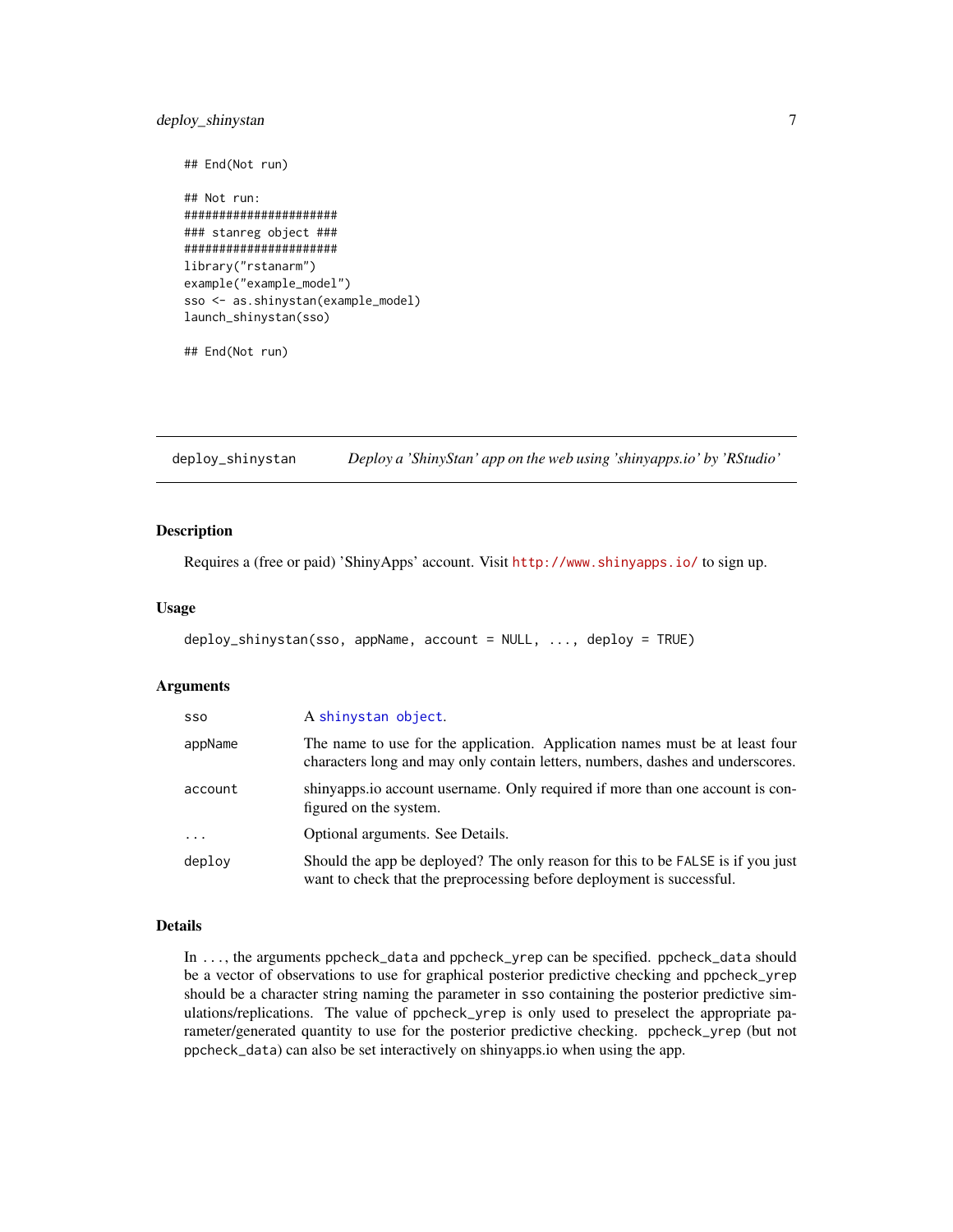```
## End(Not run)

## Not run:
######################
### stanreg object ###
######################
library("rstanarm")
example("example_model")
sso <- as.shinystan(example_model)
launch_shinystan(sso)

## End(Not run)
```

---

# deploy_shinystan — *Deploy a 'ShinyStan' app on the web using 'shinyapps.io' by 'RStudio'*

---

## Description

Requires a (free or paid) 'ShinyApps' account. Visit http://www.shinyapps.io/ to sign up.

## Usage

```
deploy_shinystan(sso, appName, account = NULL, ..., deploy = TRUE)
```

## Arguments

| | |
|---|---|
| sso | A shinystan object. |
| appName | The name to use for the application. Application names must be at least four characters long and may only contain letters, numbers, dashes and underscores. |
| account | shinyapps.io account username. Only required if more than one account is configured on the system. |
| ... | Optional arguments. See Details. |
| deploy | Should the app be deployed? The only reason for this to be FALSE is if you just want to check that the preprocessing before deployment is successful. |

## Details

In `...`, the arguments `ppcheck_data` and `ppcheck_yrep` can be specified. `ppcheck_data` should be a vector of observations to use for graphical posterior predictive checking and `ppcheck_yrep` should be a character string naming the parameter in `sso` containing the posterior predictive simulations/replications. The value of `ppcheck_yrep` is only used to preselect the appropriate parameter/generated quantity to use for the posterior predictive checking. `ppcheck_yrep` (but not `ppcheck_data`) can also be set interactively on shinyapps.io when using the app.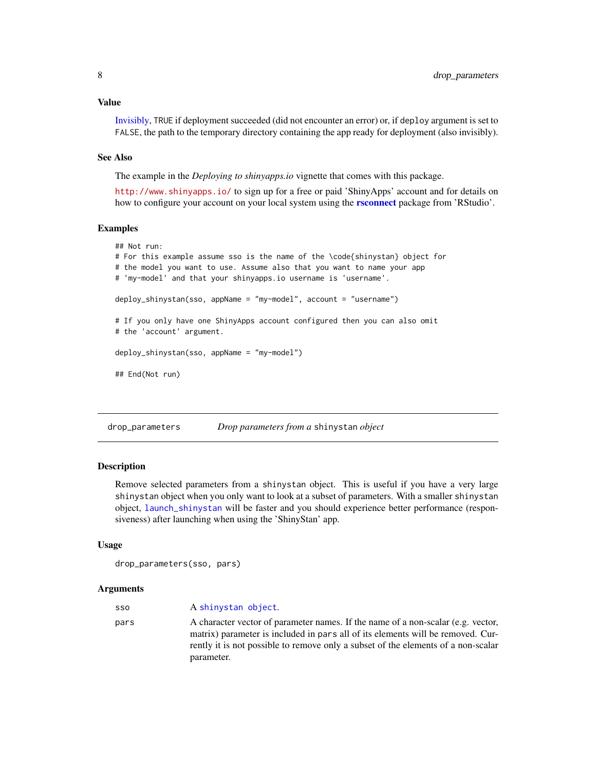### Value

Invisibly, TRUE if deployment succeeded (did not encounter an error) or, if deploy argument is set to FALSE, the path to the temporary directory containing the app ready for deployment (also invisibly).

### See Also

The example in the *Deploying to shinyapps.io* vignette that comes with this package.

http://www.shinyapps.io/ to sign up for a free or paid 'ShinyApps' account and for details on how to configure your account on your local system using the **rsconnect** package from 'RStudio'.

### Examples

```
## Not run:
# For this example assume sso is the name of the \code{shinystan} object for
# the model you want to use. Assume also that you want to name your app
# 'my-model' and that your shinyapps.io username is 'username'.

deploy_shinystan(sso, appName = "my-model", account = "username")

# If you only have one ShinyApps account configured then you can also omit
# the 'account' argument.

deploy_shinystan(sso, appName = "my-model")

## End(Not run)
```

---

## drop_parameters — *Drop parameters from a* `shinystan` *object*

### Description

Remove selected parameters from a shinystan object. This is useful if you have a very large shinystan object when you only want to look at a subset of parameters. With a smaller shinystan object, launch_shinystan will be faster and you should experience better performance (responsiveness) after launching when using the 'ShinyStan' app.

### Usage

```
drop_parameters(sso, pars)
```

### Arguments

| | |
|---|---|
| sso | A shinystan object. |
| pars | A character vector of parameter names. If the name of a non-scalar (e.g. vector, matrix) parameter is included in pars all of its elements will be removed. Currently it is not possible to remove only a subset of the elements of a non-scalar parameter. |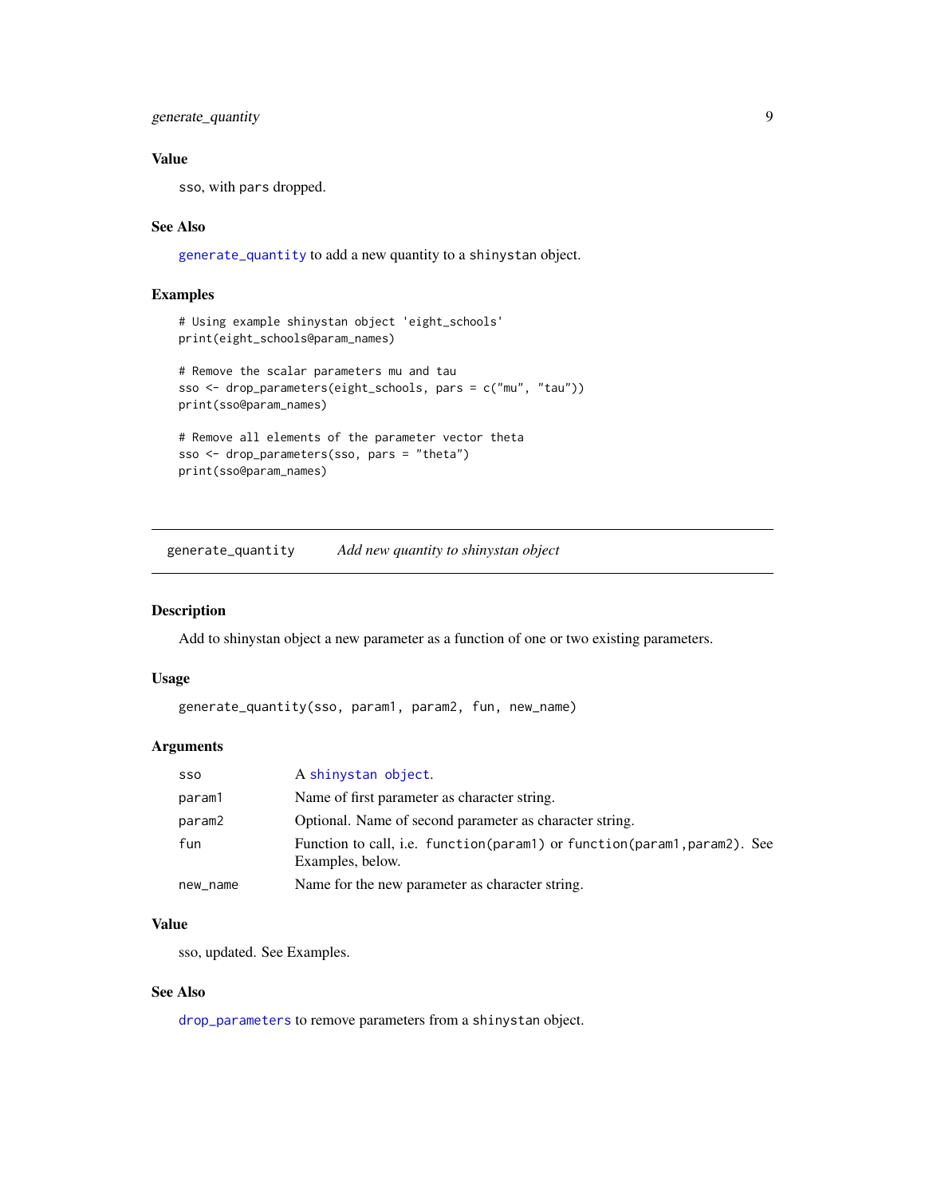### Value

`sso`, with `pars` dropped.

### See Also

`generate_quantity` to add a new quantity to a `shinystan` object.

### Examples

```
# Using example shinystan object 'eight_schools'
print(eight_schools@param_names)

# Remove the scalar parameters mu and tau
sso <- drop_parameters(eight_schools, pars = c("mu", "tau"))
print(sso@param_names)

# Remove all elements of the parameter vector theta
sso <- drop_parameters(sso, pars = "theta")
print(sso@param_names)
```

---

## generate_quantity *Add new quantity to shinystan object*

### Description

Add to shinystan object a new parameter as a function of one or two existing parameters.

### Usage

```
generate_quantity(sso, param1, param2, fun, new_name)
```

### Arguments

| | |
|---|---|
| `sso` | A `shinystan object`. |
| `param1` | Name of first parameter as character string. |
| `param2` | Optional. Name of second parameter as character string. |
| `fun` | Function to call, i.e. `function(param1)` or `function(param1,param2)`. See Examples, below. |
| `new_name` | Name for the new parameter as character string. |

### Value

sso, updated. See Examples.

### See Also

`drop_parameters` to remove parameters from a `shinystan` object.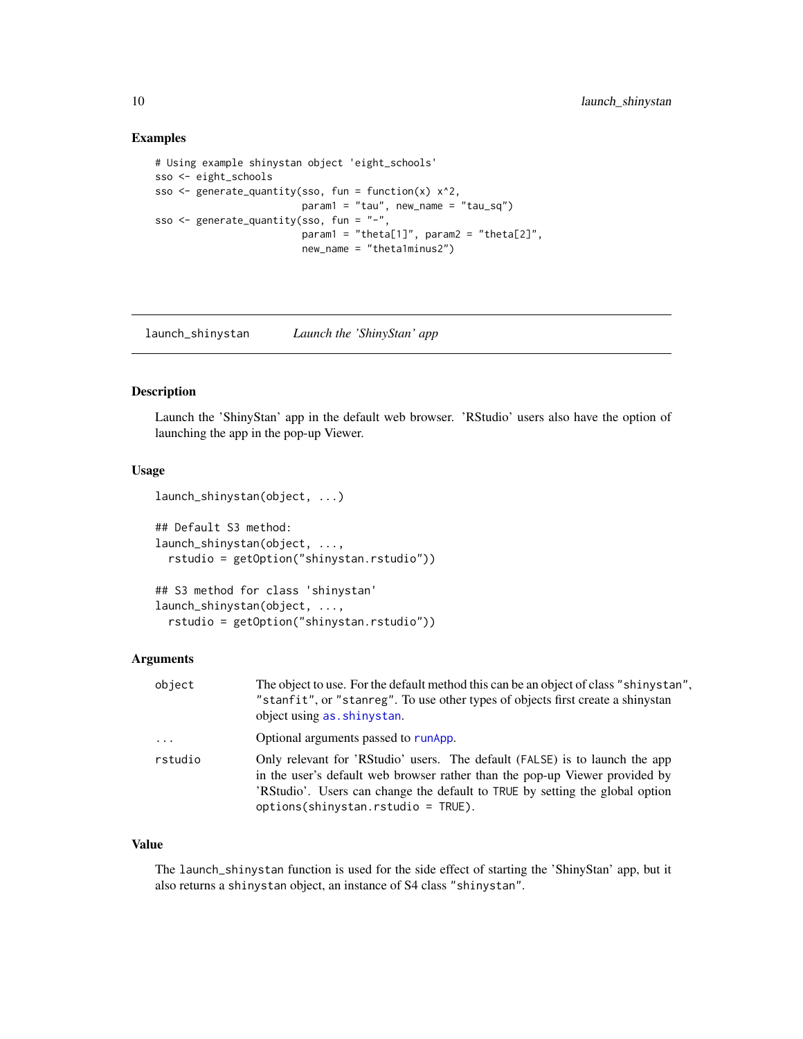## Examples

```
# Using example shinystan object 'eight_schools'
sso <- eight_schools
sso <- generate_quantity(sso, fun = function(x) x^2,
                         param1 = "tau", new_name = "tau_sq")
sso <- generate_quantity(sso, fun = "-",
                         param1 = "theta[1]", param2 = "theta[2]",
                         new_name = "theta1minus2")
```

---

`launch_shinystan` *Launch the 'ShinyStan' app*

---

## Description

Launch the 'ShinyStan' app in the default web browser. 'RStudio' users also have the option of launching the app in the pop-up Viewer.

## Usage

```
launch_shinystan(object, ...)

## Default S3 method:
launch_shinystan(object, ...,
  rstudio = getOption("shinystan.rstudio"))

## S3 method for class 'shinystan'
launch_shinystan(object, ...,
  rstudio = getOption("shinystan.rstudio"))
```

## Arguments

| | |
|---|---|
| `object` | The object to use. For the default method this can be an object of class `"shinystan"`, `"stanfit"`, or `"stanreg"`. To use other types of objects first create a shinystan object using `as.shinystan`. |
| `...` | Optional arguments passed to `runApp`. |
| `rstudio` | Only relevant for 'RStudio' users. The default (`FALSE`) is to launch the app in the user's default web browser rather than the pop-up Viewer provided by 'RStudio'. Users can change the default to `TRUE` by setting the global option `options(shinystan.rstudio = TRUE)`. |

## Value

The `launch_shinystan` function is used for the side effect of starting the 'ShinyStan' app, but it also returns a `shinystan` object, an instance of S4 class `"shinystan"`.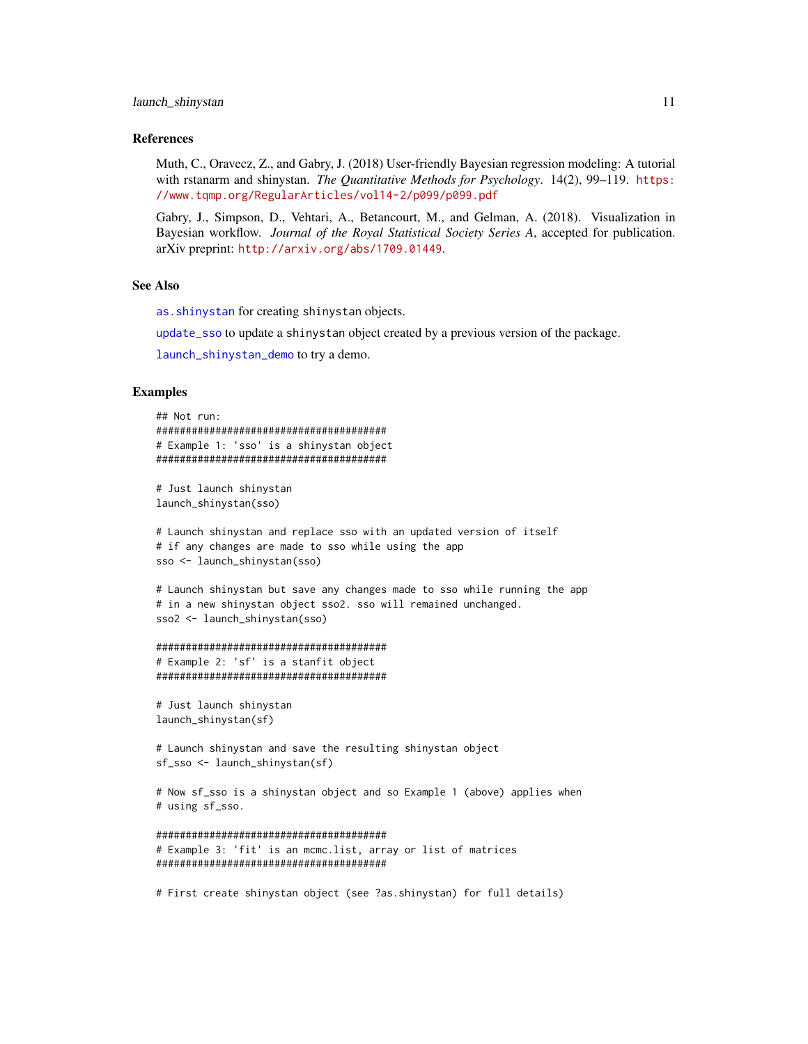### References

Muth, C., Oravecz, Z., and Gabry, J. (2018) User-friendly Bayesian regression modeling: A tutorial with rstanarm and shinystan. *The Quantitative Methods for Psychology*. 14(2), 99–119. https://www.tqmp.org/RegularArticles/vol14-2/p099/p099.pdf

Gabry, J., Simpson, D., Vehtari, A., Betancourt, M., and Gelman, A. (2018). Visualization in Bayesian workflow. *Journal of the Royal Statistical Society Series A*, accepted for publication. arXiv preprint: http://arxiv.org/abs/1709.01449.

### See Also

`as.shinystan` for creating `shinystan` objects.

`update_sso` to update a `shinystan` object created by a previous version of the package.

`launch_shinystan_demo` to try a demo.

### Examples

```
## Not run:
########################################
# Example 1: 'sso' is a shinystan object
########################################

# Just launch shinystan
launch_shinystan(sso)

# Launch shinystan and replace sso with an updated version of itself
# if any changes are made to sso while using the app
sso <- launch_shinystan(sso)

# Launch shinystan but save any changes made to sso while running the app
# in a new shinystan object sso2. sso will remained unchanged.
sso2 <- launch_shinystan(sso)

########################################
# Example 2: 'sf' is a stanfit object
########################################

# Just launch shinystan
launch_shinystan(sf)

# Launch shinystan and save the resulting shinystan object
sf_sso <- launch_shinystan(sf)

# Now sf_sso is a shinystan object and so Example 1 (above) applies when
# using sf_sso.

########################################
# Example 3: 'fit' is an mcmc.list, array or list of matrices
########################################

# First create shinystan object (see ?as.shinystan) for full details)
```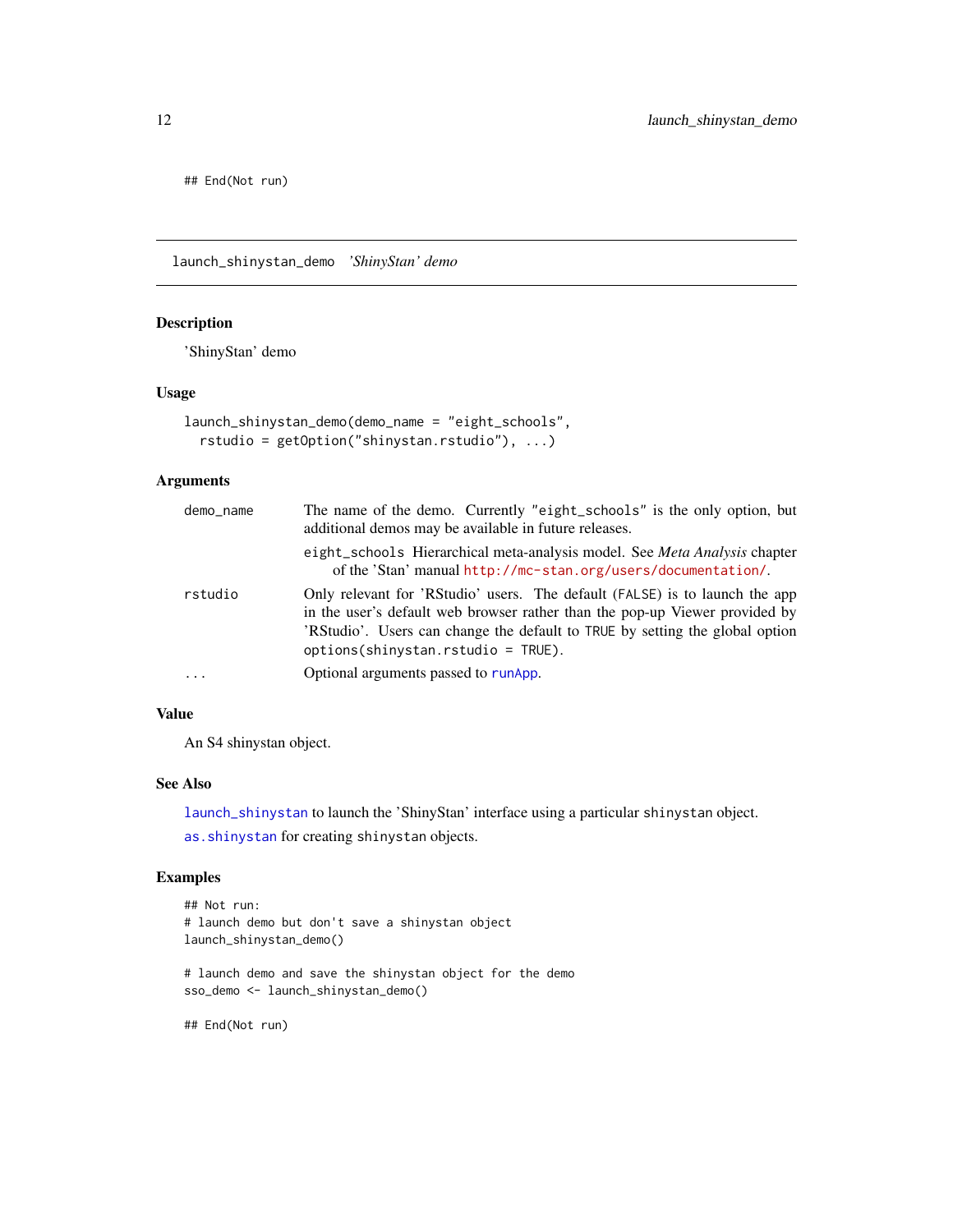```
## End(Not run)
```

---

## launch_shinystan_demo *'ShinyStan' demo*

---

### Description

'ShinyStan' demo

### Usage

```
launch_shinystan_demo(demo_name = "eight_schools",
  rstudio = getOption("shinystan.rstudio"), ...)
```

### Arguments

| | |
|---|---|
| demo_name | The name of the demo. Currently `"eight_schools"` is the only option, but additional demos may be available in future releases. |
| | `eight_schools` Hierarchical meta-analysis model. See *Meta Analysis* chapter of the 'Stan' manual http://mc-stan.org/users/documentation/. |
| rstudio | Only relevant for 'RStudio' users. The default (`FALSE`) is to launch the app in the user's default web browser rather than the pop-up Viewer provided by 'RStudio'. Users can change the default to `TRUE` by setting the global option `options(shinystan.rstudio = TRUE)`. |
| ... | Optional arguments passed to `runApp`. |

### Value

An S4 shinystan object.

### See Also

`launch_shinystan` to launch the 'ShinyStan' interface using a particular `shinystan` object.

`as.shinystan` for creating `shinystan` objects.

### Examples

```
## Not run:
# launch demo but don't save a shinystan object
launch_shinystan_demo()

# launch demo and save the shinystan object for the demo
sso_demo <- launch_shinystan_demo()

## End(Not run)
```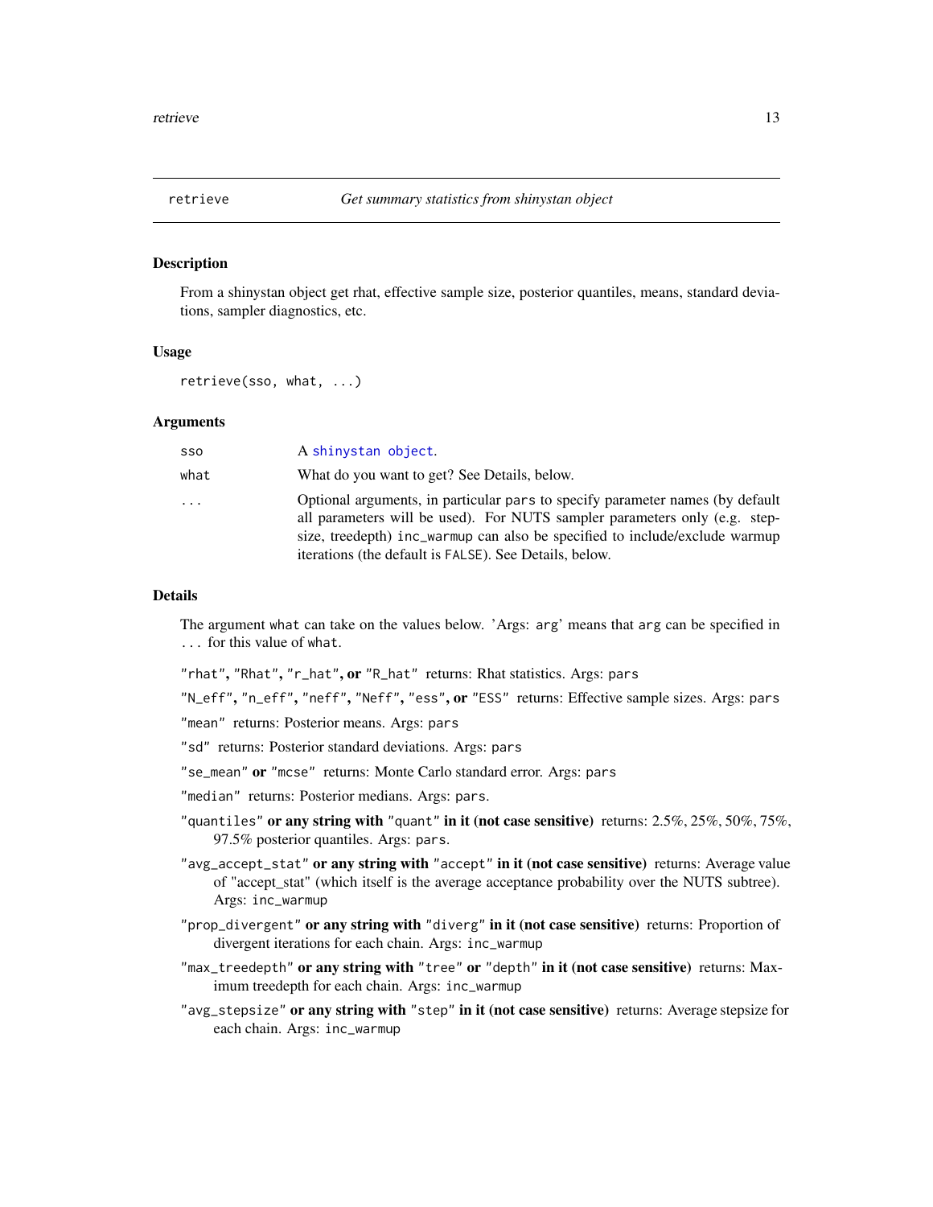## retrieve — *Get summary statistics from shinystan object*

### Description

From a shinystan object get rhat, effective sample size, posterior quantiles, means, standard deviations, sampler diagnostics, etc.

### Usage

```
retrieve(sso, what, ...)
```

### Arguments

| | |
|---|---|
| `sso` | A `shinystan object`. |
| `what` | What do you want to get? See Details, below. |
| `...` | Optional arguments, in particular `pars` to specify parameter names (by default all parameters will be used). For NUTS sampler parameters only (e.g. stepsize, treedepth) `inc_warmup` can also be specified to include/exclude warmup iterations (the default is `FALSE`). See Details, below. |

### Details

The argument `what` can take on the values below. 'Args: `arg`' means that `arg` can be specified in `...` for this value of `what`.

- **`"rhat"`, `"Rhat"`, `"r_hat"`, or `"R_hat"`** returns: Rhat statistics. Args: `pars`
- **`"N_eff"`, `"n_eff"`, `"neff"`, `"Neff"`, `"ess"`, or `"ESS"`** returns: Effective sample sizes. Args: `pars`
- **`"mean"`** returns: Posterior means. Args: `pars`
- **`"sd"`** returns: Posterior standard deviations. Args: `pars`
- **`"se_mean"` or `"mcse"`** returns: Monte Carlo standard error. Args: `pars`
- **`"median"`** returns: Posterior medians. Args: `pars`.
- **`"quantiles"` or any string with `"quant"` in it (not case sensitive)** returns: 2.5%, 25%, 50%, 75%, 97.5% posterior quantiles. Args: `pars`.
- **`"avg_accept_stat"` or any string with `"accept"` in it (not case sensitive)** returns: Average value of "accept_stat" (which itself is the average acceptance probability over the NUTS subtree). Args: `inc_warmup`
- **`"prop_divergent"` or any string with `"diverg"` in it (not case sensitive)** returns: Proportion of divergent iterations for each chain. Args: `inc_warmup`
- **`"max_treedepth"` or any string with `"tree"` or `"depth"` in it (not case sensitive)** returns: Maximum treedepth for each chain. Args: `inc_warmup`
- **`"avg_stepsize"` or any string with `"step"` in it (not case sensitive)** returns: Average stepsize for each chain. Args: `inc_warmup`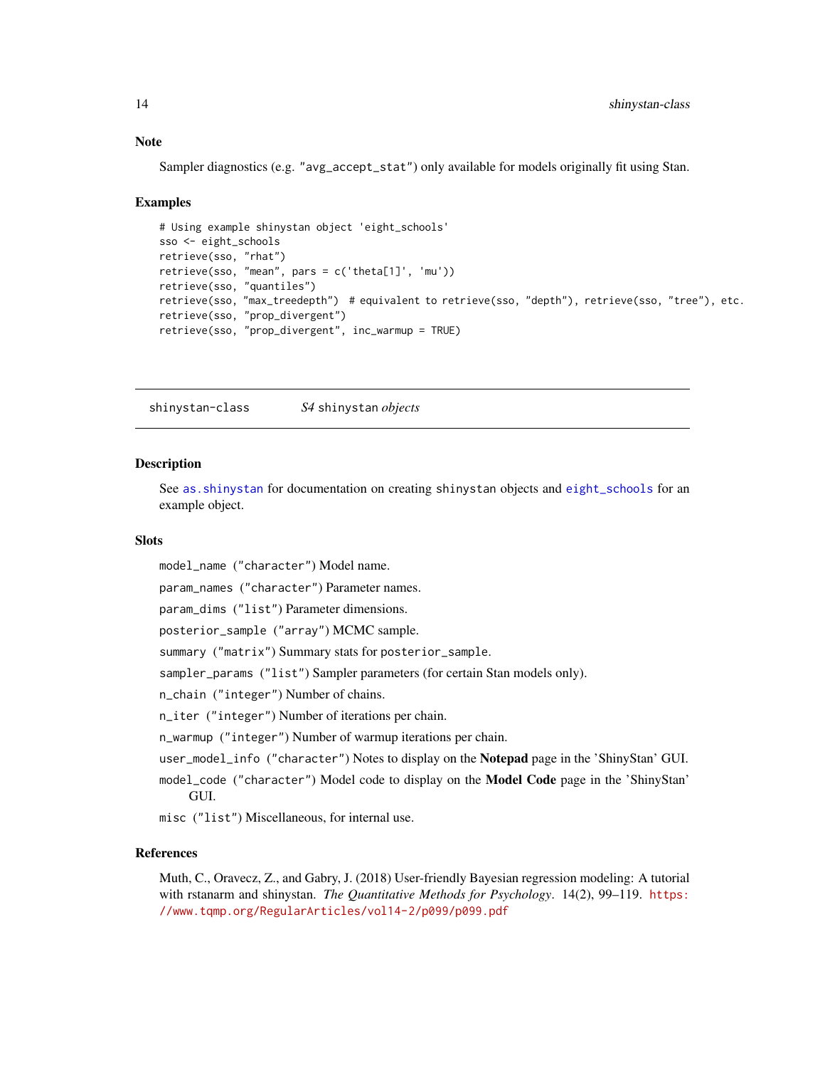### Note

Sampler diagnostics (e.g. "avg_accept_stat") only available for models originally fit using Stan.

### Examples

```
# Using example shinystan object 'eight_schools'
sso <- eight_schools
retrieve(sso, "rhat")
retrieve(sso, "mean", pars = c('theta[1]', 'mu'))
retrieve(sso, "quantiles")
retrieve(sso, "max_treedepth")  # equivalent to retrieve(sso, "depth"), retrieve(sso, "tree"), etc.
retrieve(sso, "prop_divergent")
retrieve(sso, "prop_divergent", inc_warmup = TRUE)
```

---

## shinystan-class &nbsp;&nbsp;&nbsp;&nbsp; *S4 shinystan objects*

---

### Description

See as.shinystan for documentation on creating shinystan objects and eight_schools for an example object.

### Slots

model_name ("character") Model name.

param_names ("character") Parameter names.

param_dims ("list") Parameter dimensions.

posterior_sample ("array") MCMC sample.

summary ("matrix") Summary stats for posterior_sample.

sampler_params ("list") Sampler parameters (for certain Stan models only).

n_chain ("integer") Number of chains.

n_iter ("integer") Number of iterations per chain.

n_warmup ("integer") Number of warmup iterations per chain.

user_model_info ("character") Notes to display on the **Notepad** page in the 'ShinyStan' GUI.

model_code ("character") Model code to display on the **Model Code** page in the 'ShinyStan' GUI.

misc ("list") Miscellaneous, for internal use.

### References

Muth, C., Oravecz, Z., and Gabry, J. (2018) User-friendly Bayesian regression modeling: A tutorial with rstanarm and shinystan. *The Quantitative Methods for Psychology*. 14(2), 99–119. https://www.tqmp.org/RegularArticles/vol14-2/p099/p099.pdf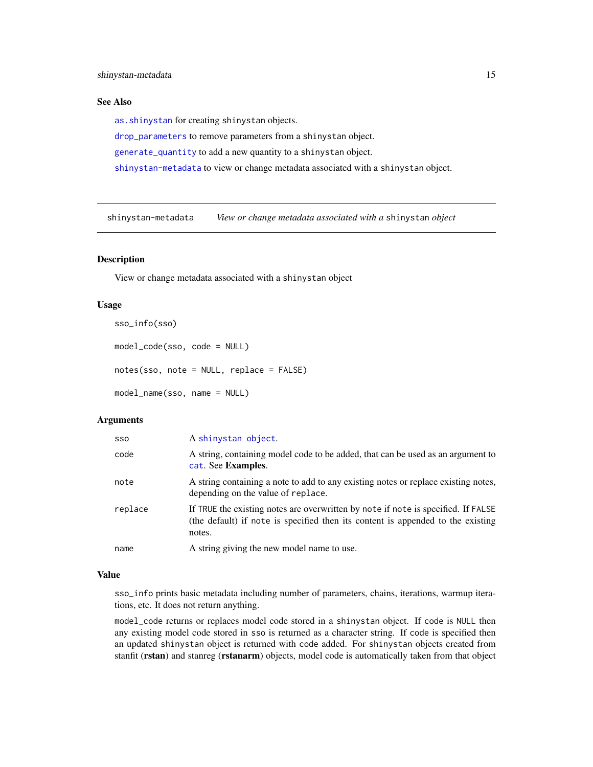### See Also

`as.shinystan` for creating `shinystan` objects.

`drop_parameters` to remove parameters from a `shinystan` object.

`generate_quantity` to add a new quantity to a `shinystan` object.

`shinystan-metadata` to view or change metadata associated with a `shinystan` object.

---

## shinystan-metadata    *View or change metadata associated with a `shinystan` object*

---

### Description

View or change metadata associated with a `shinystan` object

### Usage

```
sso_info(sso)

model_code(sso, code = NULL)

notes(sso, note = NULL, replace = FALSE)

model_name(sso, name = NULL)
```

### Arguments

| | |
|---|---|
| `sso` | A `shinystan object`. |
| `code` | A string, containing model code to be added, that can be used as an argument to `cat`. See **Examples**. |
| `note` | A string containing a note to add to any existing notes or replace existing notes, depending on the value of `replace`. |
| `replace` | If `TRUE` the existing notes are overwritten by `note` if `note` is specified. If `FALSE` (the default) if `note` is specified then its content is appended to the existing notes. |
| `name` | A string giving the new model name to use. |

### Value

`sso_info` prints basic metadata including number of parameters, chains, iterations, warmup iterations, etc. It does not return anything.

`model_code` returns or replaces model code stored in a `shinystan` object. If `code` is `NULL` then any existing model code stored in `sso` is returned as a character string. If `code` is specified then an updated `shinystan` object is returned with `code` added. For `shinystan` objects created from stanfit (**rstan**) and stanreg (**rstanarm**) objects, model code is automatically taken from that object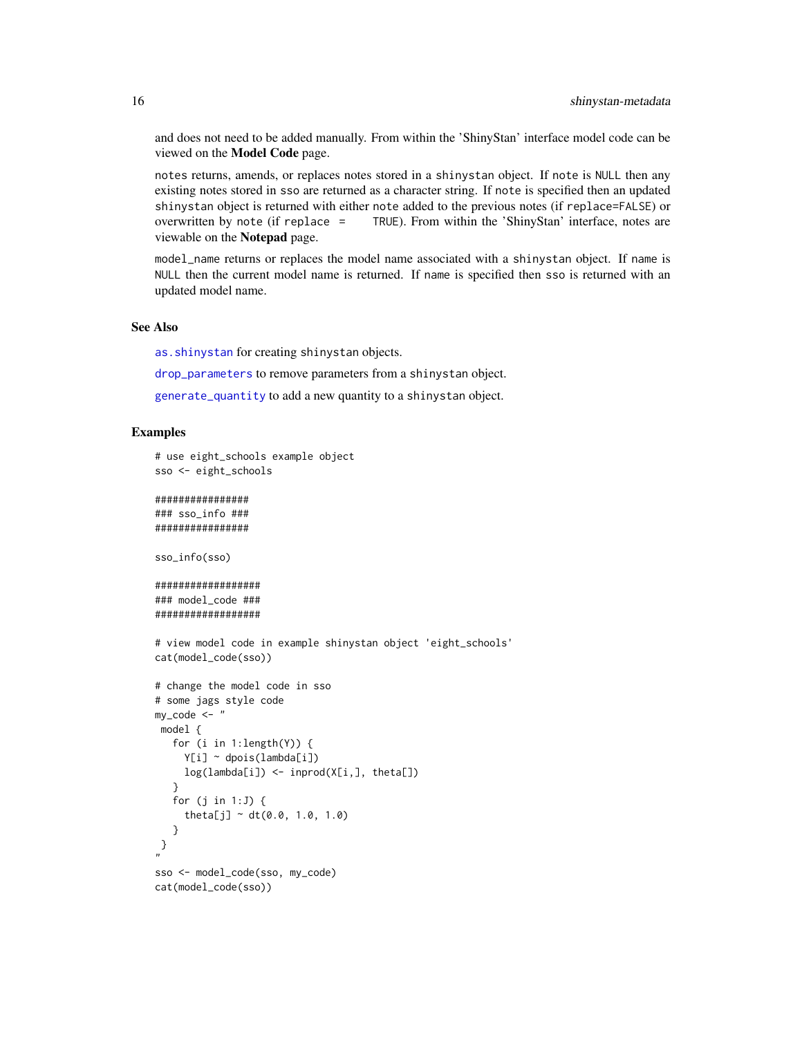and does not need to be added manually. From within the 'ShinyStan' interface model code can be viewed on the **Model Code** page.

`notes` returns, amends, or replaces notes stored in a `shinystan` object. If `note` is `NULL` then any existing notes stored in `sso` are returned as a character string. If `note` is specified then an updated `shinystan` object is returned with either `note` added to the previous notes (if `replace=FALSE`) or overwritten by `note` (if `replace = TRUE`). From within the 'ShinyStan' interface, notes are viewable on the **Notepad** page.

`model_name` returns or replaces the model name associated with a `shinystan` object. If `name` is `NULL` then the current model name is returned. If `name` is specified then `sso` is returned with an updated model name.

## See Also

`as.shinystan` for creating `shinystan` objects.

`drop_parameters` to remove parameters from a `shinystan` object.

`generate_quantity` to add a new quantity to a `shinystan` object.

## Examples

```
# use eight_schools example object
sso <- eight_schools

################
### sso_info ###
################

sso_info(sso)

##################
### model_code ###
##################

# view model code in example shinystan object 'eight_schools'
cat(model_code(sso))

# change the model code in sso
# some jags style code
my_code <- "
 model {
   for (i in 1:length(Y)) {
     Y[i] ~ dpois(lambda[i])
     log(lambda[i]) <- inprod(X[i,], theta[])
   }
   for (j in 1:J) {
     theta[j] ~ dt(0.0, 1.0, 1.0)
   }
 }
"
sso <- model_code(sso, my_code)
cat(model_code(sso))
```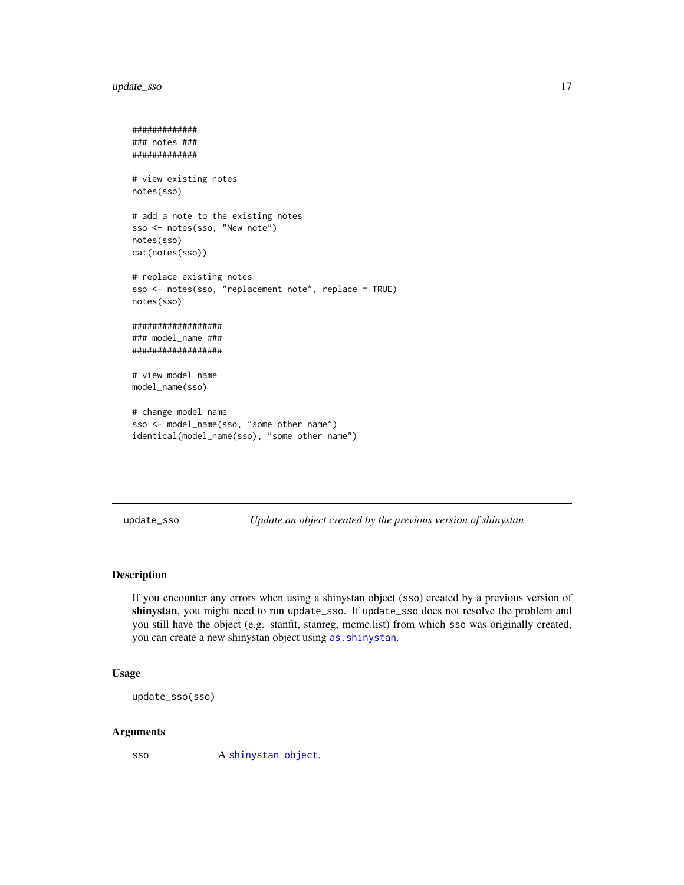```
#############
### notes ###
#############

# view existing notes
notes(sso)

# add a note to the existing notes
sso <- notes(sso, "New note")
notes(sso)
cat(notes(sso))

# replace existing notes
sso <- notes(sso, "replacement note", replace = TRUE)
notes(sso)

##################
### model_name ###
##################

# view model name
model_name(sso)

# change model name
sso <- model_name(sso, "some other name")
identical(model_name(sso), "some other name")
```

---

## update_sso — *Update an object created by the previous version of shinystan*

### Description

If you encounter any errors when using a shinystan object (`sso`) created by a previous version of **shinystan**, you might need to run `update_sso`. If `update_sso` does not resolve the problem and you still have the object (e.g. stanfit, stanreg, mcmc.list) from which `sso` was originally created, you can create a new shinystan object using `as.shinystan`.

### Usage

```
update_sso(sso)
```

### Arguments

| | |
|---|---|
| `sso` | A `shinystan object`. |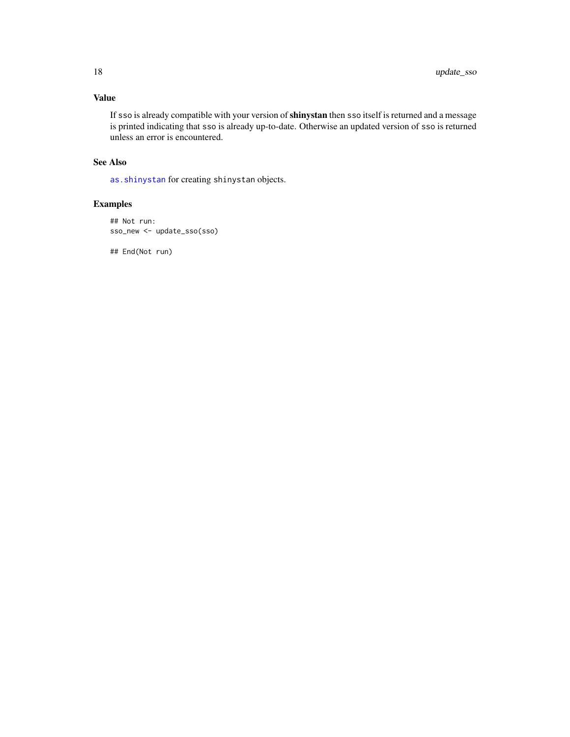## Value

If `sso` is already compatible with your version of **shinystan** then `sso` itself is returned and a message is printed indicating that `sso` is already up-to-date. Otherwise an updated version of `sso` is returned unless an error is encountered.

## See Also

`as.shinystan` for creating `shinystan` objects.

## Examples

```
## Not run:
sso_new <- update_sso(sso)

## End(Not run)
```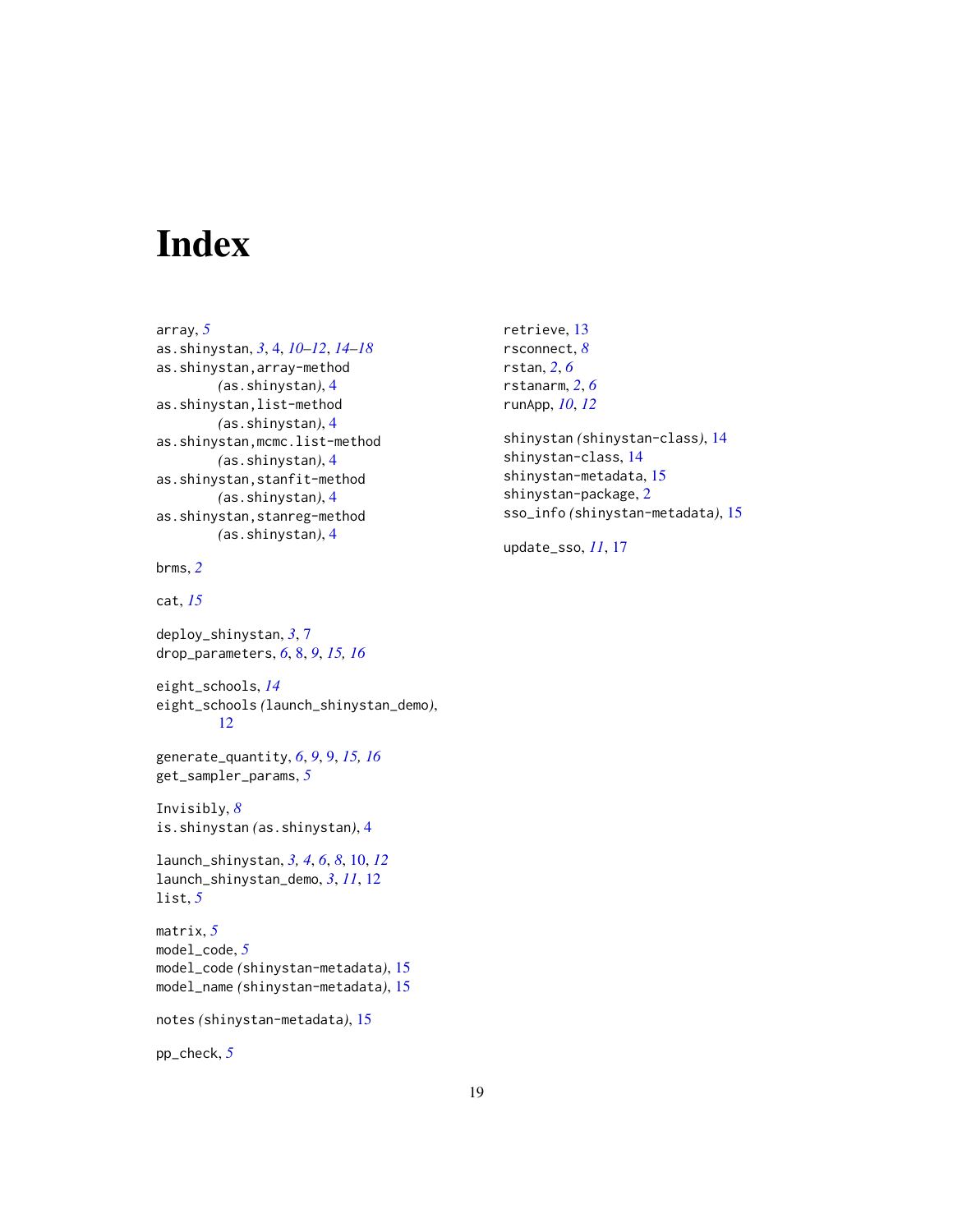# Index

array, *5*
as.shinystan, *3*, 4, *10–12*, *14–18*
as.shinystan,array-method (as.shinystan), 4
as.shinystan,list-method (as.shinystan), 4
as.shinystan,mcmc.list-method (as.shinystan), 4
as.shinystan,stanfit-method (as.shinystan), 4
as.shinystan,stanreg-method (as.shinystan), 4

brms, *2*

cat, *15*

deploy_shinystan, *3*, 7
drop_parameters, *6*, 8, *9*, *15, 16*

eight_schools, *14*
eight_schools (launch_shinystan_demo), 12

generate_quantity, *6*, *9*, 9, *15, 16*
get_sampler_params, *5*

Invisibly, *8*
is.shinystan (as.shinystan), 4

launch_shinystan, *3, 4*, *6*, *8*, 10, *12*
launch_shinystan_demo, *3*, *11*, 12
list, *5*

matrix, *5*
model_code, *5*
model_code (shinystan-metadata), 15
model_name (shinystan-metadata), 15

notes (shinystan-metadata), 15

pp_check, *5*

retrieve, 13
rsconnect, *8*
rstan, *2*, *6*
rstanarm, *2*, *6*
runApp, *10*, *12*

shinystan (shinystan-class), 14
shinystan-class, 14
shinystan-metadata, 15
shinystan-package, 2
sso_info (shinystan-metadata), 15

update_sso, *11*, 17